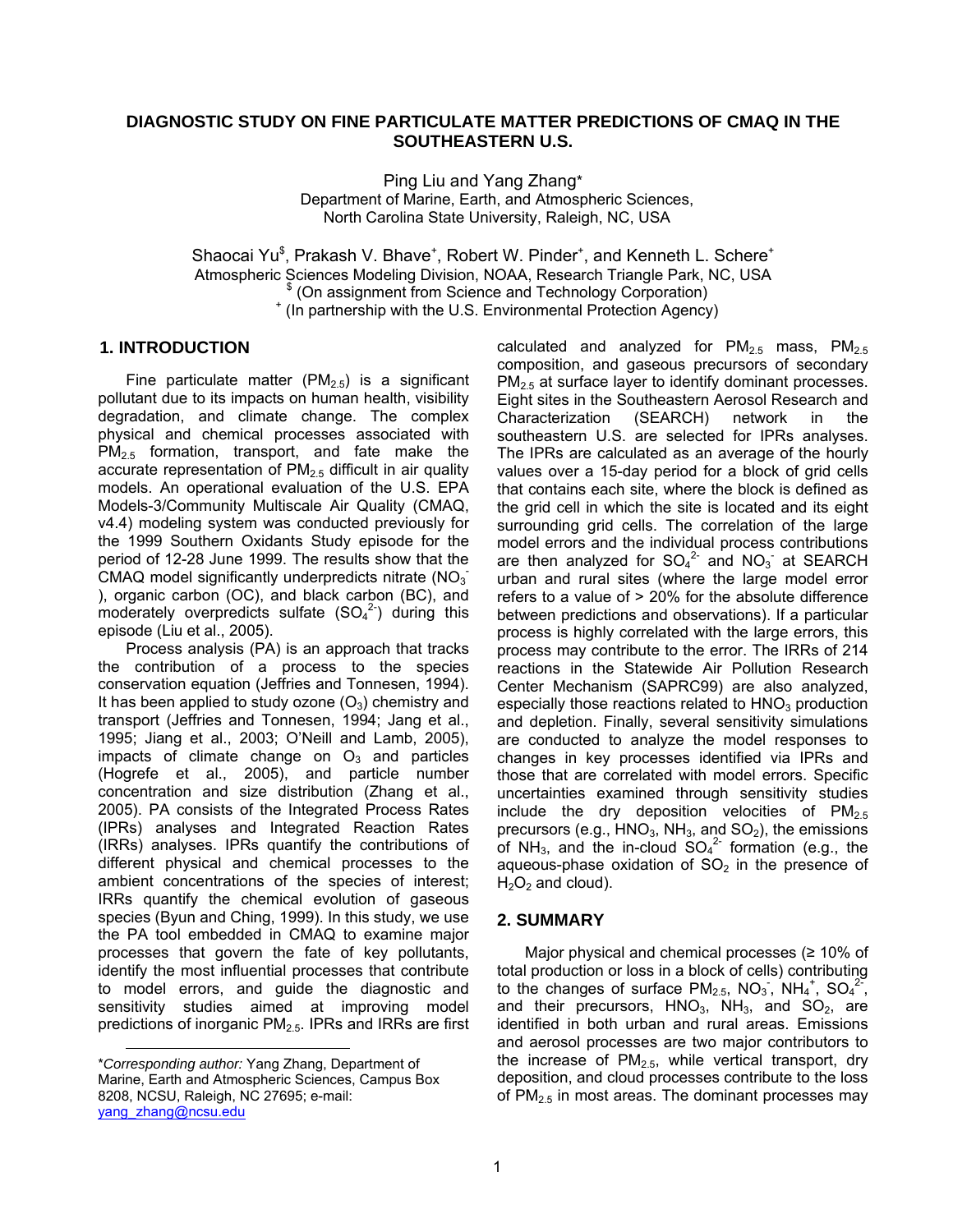# DIAGNOSTIC STUDY ON FINE PARTICULATE MATTER PREDICTIONS OF CMAQ IN THE SOUTHEASTERN U.S.

Ping Liu and Yang Zhang*
Department of Marine, Earth, and Atmospheric Sciences,
North Carolina State University, Raleigh, NC, USA

Shaocai Yu[$], Prakash V. Bhave[+], Robert W. Pinder[+], and Kenneth L. Schere[+]
Atmospheric Sciences Modeling Division, NOAA, Research Triangle Park, NC, USA
[$] (On assignment from Science and Technology Corporation)
[+] (In partnership with the U.S. Environmental Protection Agency)

## 1. INTRODUCTION

Fine particulate matter ($PM_{2.5}$) is a significant pollutant due to its impacts on human health, visibility degradation, and climate change. The complex physical and chemical processes associated with $PM_{2.5}$ formation, transport, and fate make the accurate representation of $PM_{2.5}$ difficult in air quality models. An operational evaluation of the U.S. EPA Models-3/Community Multiscale Air Quality (CMAQ, v4.4) modeling system was conducted previously for the 1999 Southern Oxidants Study episode for the period of 12-28 June 1999. The results show that the CMAQ model significantly underpredicts nitrate ($NO_3^-$), organic carbon (OC), and black carbon (BC), and moderately overpredicts sulfate ($SO_4^{2-}$) during this episode (Liu et al., 2005).

Process analysis (PA) is an approach that tracks the contribution of a process to the species conservation equation (Jeffries and Tonnesen, 1994). It has been applied to study ozone ($O_3$) chemistry and transport (Jeffries and Tonnesen, 1994; Jang et al., 1995; Jiang et al., 2003; O'Neill and Lamb, 2005), impacts of climate change on $O_3$ and particles (Hogrefe et al., 2005), and particle number concentration and size distribution (Zhang et al., 2005). PA consists of the Integrated Process Rates (IPRs) analyses and Integrated Reaction Rates (IRRs) analyses. IPRs quantify the contributions of different physical and chemical processes to the ambient concentrations of the species of interest; IRRs quantify the chemical evolution of gaseous species (Byun and Ching, 1999). In this study, we use the PA tool embedded in CMAQ to examine major processes that govern the fate of key pollutants, identify the most influential processes that contribute to model errors, and guide the diagnostic and sensitivity studies aimed at improving model predictions of inorganic $PM_{2.5}$. IPRs and IRRs are first calculated and analyzed for $PM_{2.5}$ mass, $PM_{2.5}$ composition, and gaseous precursors of secondary $PM_{2.5}$ at surface layer to identify dominant processes. Eight sites in the Southeastern Aerosol Research and Characterization (SEARCH) network in the southeastern U.S. are selected for IPRs analyses. The IPRs are calculated as an average of the hourly values over a 15-day period for a block of grid cells that contains each site, where the block is defined as the grid cell in which the site is located and its eight surrounding grid cells. The correlation of the large model errors and the individual process contributions are then analyzed for $SO_4^{2-}$ and $NO_3^-$ at SEARCH urban and rural sites (where the large model error refers to a value of > 20% for the absolute difference between predictions and observations). If a particular process is highly correlated with the large errors, this process may contribute to the error. The IRRs of 214 reactions in the Statewide Air Pollution Research Center Mechanism (SAPRC99) are also analyzed, especially those reactions related to $HNO_3$ production and depletion. Finally, several sensitivity simulations are conducted to analyze the model responses to changes in key processes identified via IPRs and those that are correlated with model errors. Specific uncertainties examined through sensitivity studies include the dry deposition velocities of $PM_{2.5}$ precursors (e.g., $HNO_3$, $NH_3$, and $SO_2$), the emissions of $NH_3$, and the in-cloud $SO_4^{2-}$ formation (e.g., the aqueous-phase oxidation of $SO_2$ in the presence of $H_2O_2$ and cloud).

## 2. SUMMARY

Major physical and chemical processes (≥ 10% of total production or loss in a block of cells) contributing to the changes of surface $PM_{2.5}$, $NO_3^-$, $NH_4^+$, $SO_4^{2-}$, and their precursors, $HNO_3$, $NH_3$, and $SO_2$, are identified in both urban and rural areas. Emissions and aerosol processes are two major contributors to the increase of $PM_{2.5}$, while vertical transport, dry deposition, and cloud processes contribute to the loss of $PM_{2.5}$ in most areas. The dominant processes may

---

**Corresponding author:* Yang Zhang, Department of Marine, Earth and Atmospheric Sciences, Campus Box 8208, NCSU, Raleigh, NC 27695; e-mail: yang_zhang@ncsu.edu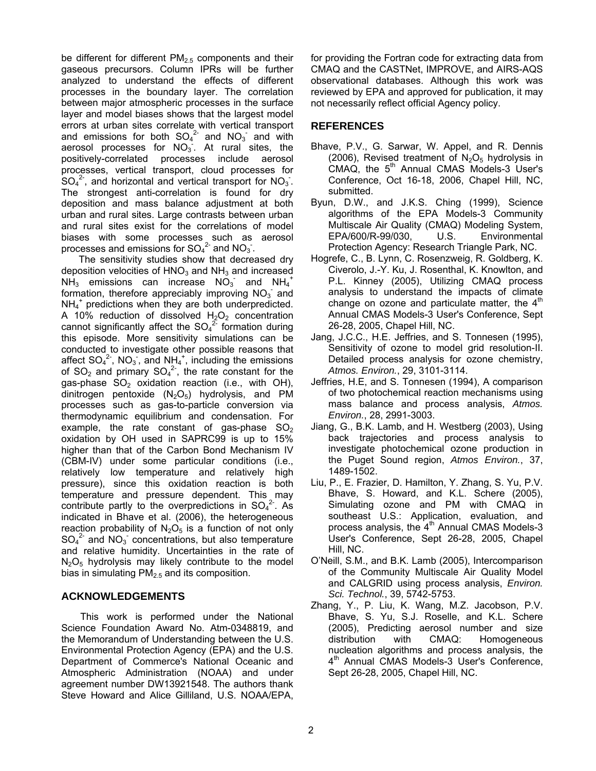be different for different $PM_{2.5}$ components and their gaseous precursors. Column IPRs will be further analyzed to understand the effects of different processes in the boundary layer. The correlation between major atmospheric processes in the surface layer and model biases shows that the largest model errors at urban sites correlate with vertical transport and emissions for both $SO_4^{2-}$ and $NO_3^-$ and with aerosol processes for $NO_3^-$. At rural sites, the positively-correlated processes include aerosol processes, vertical transport, cloud processes for $SO_4^{2-}$, and horizontal and vertical transport for $NO_3^-$. The strongest anti-correlation is found for dry deposition and mass balance adjustment at both urban and rural sites. Large contrasts between urban and rural sites exist for the correlations of model biases with some processes such as aerosol processes and emissions for $SO_4^{2-}$ and $NO_3^-$.

The sensitivity studies show that decreased dry deposition velocities of $HNO_3$ and $NH_3$ and increased $NH_3$ emissions can increase $NO_3^-$ and $NH_4^+$ formation, therefore appreciably improving $NO_3^-$ and $NH_4^+$ predictions when they are both underpredicted. A 10% reduction of dissolved $H_2O_2$ concentration cannot significantly affect the $SO_4^{2-}$ formation during this episode. More sensitivity simulations can be conducted to investigate other possible reasons that affect $SO_4^{2-}$, $NO_3^-$, and $NH_4^+$, including the emissions of $SO_2$ and primary $SO_4^{2-}$, the rate constant for the gas-phase $SO_2$ oxidation reaction (i.e., with OH), dinitrogen pentoxide ($N_2O_5$) hydrolysis, and PM processes such as gas-to-particle conversion via thermodynamic equilibrium and condensation. For example, the rate constant of gas-phase $SO_2$ oxidation by OH used in SAPRC99 is up to 15% higher than that of the Carbon Bond Mechanism IV (CBM-IV) under some particular conditions (i.e., relatively low temperature and relatively high pressure), since this oxidation reaction is both temperature and pressure dependent. This may contribute partly to the overpredictions in $SO_4^{2-}$. As indicated in Bhave et al. (2006), the heterogeneous reaction probability of $N_2O_5$ is a function of not only $SO_4^{2-}$ and $NO_3^-$ concentrations, but also temperature and relative humidity. Uncertainties in the rate of $N_2O_5$ hydrolysis may likely contribute to the model bias in simulating $PM_{2.5}$ and its composition.

## ACKNOWLEDGEMENTS

This work is performed under the National Science Foundation Award No. Atm-0348819, and the Memorandum of Understanding between the U.S. Environmental Protection Agency (EPA) and the U.S. Department of Commerce's National Oceanic and Atmospheric Administration (NOAA) and under agreement number DW13921548. The authors thank Steve Howard and Alice Gilliland, U.S. NOAA/EPA, for providing the Fortran code for extracting data from CMAQ and the CASTNet, IMPROVE, and AIRS-AQS observational databases. Although this work was reviewed by EPA and approved for publication, it may not necessarily reflect official Agency policy.

## REFERENCES

Bhave, P.V., G. Sarwar, W. Appel, and R. Dennis (2006), Revised treatment of $N_2O_5$ hydrolysis in CMAQ, the 5th Annual CMAS Models-3 User's Conference, Oct 16-18, 2006, Chapel Hill, NC, submitted.

Byun, D.W., and J.K.S. Ching (1999), Science algorithms of the EPA Models-3 Community Multiscale Air Quality (CMAQ) Modeling System, EPA/600/R-99/030, U.S. Environmental Protection Agency: Research Triangle Park, NC.

Hogrefe, C., B. Lynn, C. Rosenzweig, R. Goldberg, K. Civerolo, J.-Y. Ku, J. Rosenthal, K. Knowlton, and P.L. Kinney (2005), Utilizing CMAQ process analysis to understand the impacts of climate change on ozone and particulate matter, the 4th Annual CMAS Models-3 User's Conference, Sept 26-28, 2005, Chapel Hill, NC.

Jang, J.C.C., H.E. Jeffries, and S. Tonnesen (1995), Sensitivity of ozone to model grid resolution-II. Detailed process analysis for ozone chemistry, *Atmos. Environ.*, 29, 3101-3114.

Jeffries, H.E, and S. Tonnesen (1994), A comparison of two photochemical reaction mechanisms using mass balance and process analysis, *Atmos. Environ.*, 28, 2991-3003.

Jiang, G., B.K. Lamb, and H. Westberg (2003), Using back trajectories and process analysis to investigate photochemical ozone production in the Puget Sound region, *Atmos Environ.*, 37, 1489-1502.

Liu, P., E. Frazier, D. Hamilton, Y. Zhang, S. Yu, P.V. Bhave, S. Howard, and K.L. Schere (2005), Simulating ozone and PM with CMAQ in southeast U.S.: Application, evaluation, and process analysis, the 4th Annual CMAS Models-3 User's Conference, Sept 26-28, 2005, Chapel Hill, NC.

O'Neill, S.M., and B.K. Lamb (2005), Intercomparison of the Community Multiscale Air Quality Model and CALGRID using process analysis, *Environ. Sci. Technol.*, 39, 5742-5753.

Zhang, Y., P. Liu, K. Wang, M.Z. Jacobson, P.V. Bhave, S. Yu, S.J. Roselle, and K.L. Schere (2005), Predicting aerosol number and size distribution with CMAQ: Homogeneous nucleation algorithms and process analysis, the 4th Annual CMAS Models-3 User's Conference, Sept 26-28, 2005, Chapel Hill, NC.